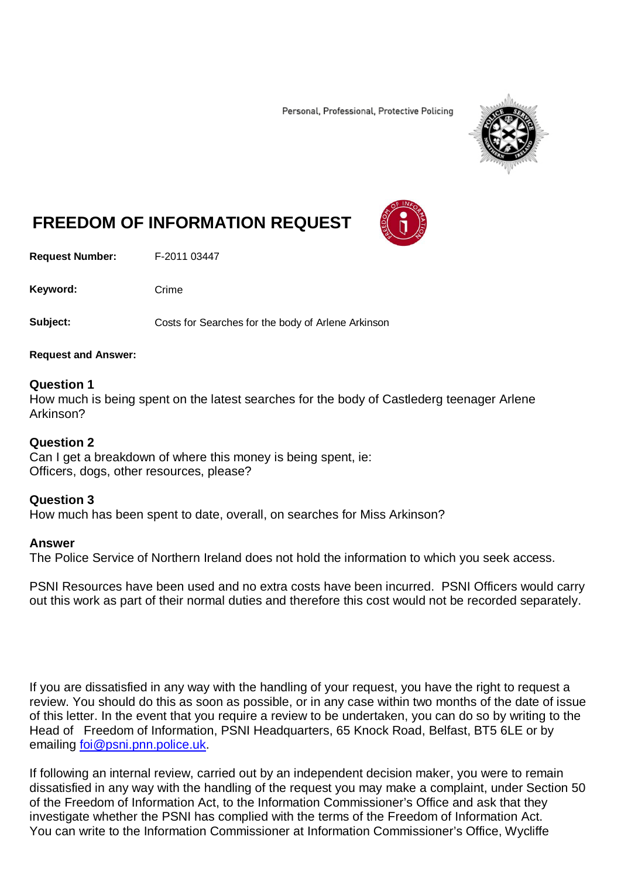Personal, Professional, Protective Policing

# FREEDOM OF INFORMATION REQUEST

**Request Number:** F-2011 03447

**Keyword:** Crime

**Subject:** Costs for Searches for the body of Arlene Arkinson

**Request and Answer:**

### Question 1

How much is being spent on the latest searches for the body of Castlederg teenager Arlene Arkinson?

### Question 2

Can I get a breakdown of where this money is being spent, ie:
Officers, dogs, other resources, please?

### Question 3

How much has been spent to date, overall, on searches for Miss Arkinson?

### Answer

The Police Service of Northern Ireland does not hold the information to which you seek access.

PSNI Resources have been used and no extra costs have been incurred. PSNI Officers would carry out this work as part of their normal duties and therefore this cost would not be recorded separately.

If you are dissatisfied in any way with the handling of your request, you have the right to request a review. You should do this as soon as possible, or in any case within two months of the date of issue of this letter. In the event that you require a review to be undertaken, you can do so by writing to the Head of Freedom of Information, PSNI Headquarters, 65 Knock Road, Belfast, BT5 6LE or by emailing foi@psni.pnn.police.uk.

If following an internal review, carried out by an independent decision maker, you were to remain dissatisfied in any way with the handling of the request you may make a complaint, under Section 50 of the Freedom of Information Act, to the Information Commissioner's Office and ask that they investigate whether the PSNI has complied with the terms of the Freedom of Information Act. You can write to the Information Commissioner at Information Commissioner's Office, Wycliffe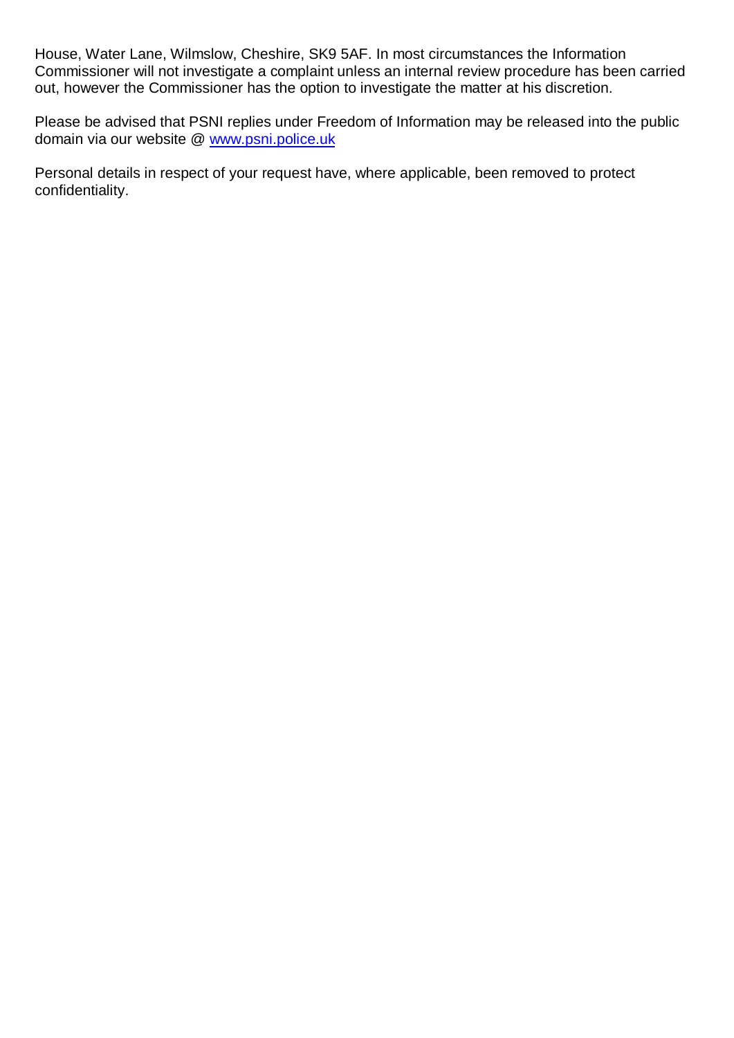House, Water Lane, Wilmslow, Cheshire, SK9 5AF. In most circumstances the Information Commissioner will not investigate a complaint unless an internal review procedure has been carried out, however the Commissioner has the option to investigate the matter at his discretion.

Please be advised that PSNI replies under Freedom of Information may be released into the public domain via our website @ [www.psni.police.uk](http://www.psni.police.uk)

Personal details in respect of your request have, where applicable, been removed to protect confidentiality.